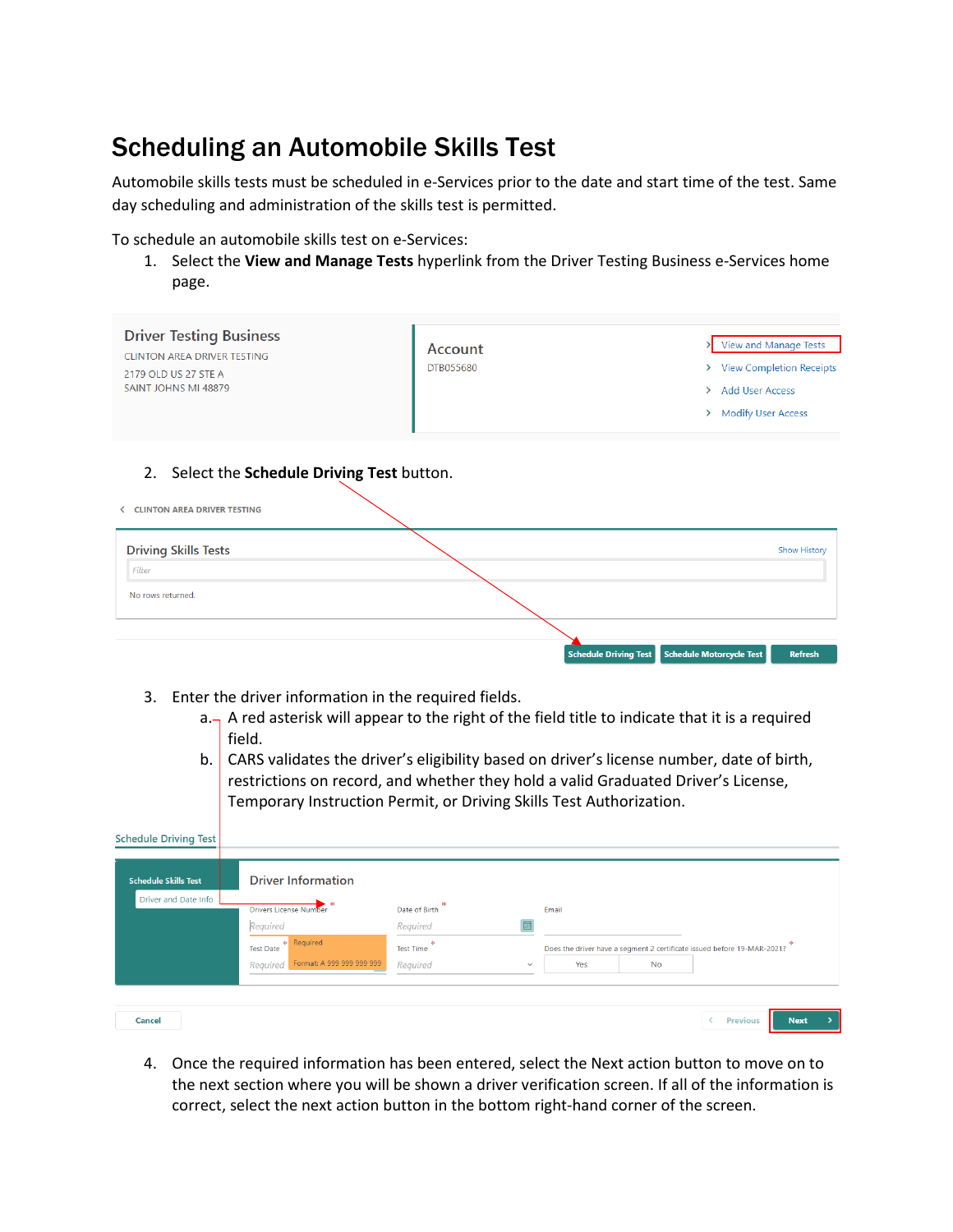# Scheduling an Automobile Skills Test

Automobile skills tests must be scheduled in e-Services prior to the date and start time of the test. Same day scheduling and administration of the skills test is permitted.

To schedule an automobile skills test on e-Services:

1. Select the **View and Manage Tests** hyperlink from the Driver Testing Business e-Services home page.

   Driver Testing Business
   CLINTON AREA DRIVER TESTING
   2179 OLD US 27 STE A
   SAINT JOHNS MI 48879

   Account
   DTB055680

   - View and Manage Tests
   - View Completion Receipts
   - Add User Access
   - Modify User Access

2. Select the **Schedule Driving Test** button.

   CLINTON AREA DRIVER TESTING

   Driving Skills Tests — Show History

   Filter

   No rows returned.

   Schedule Driving Test | Schedule Motorcycle Test | Refresh

3. Enter the driver information in the required fields.
   a. A red asterisk will appear to the right of the field title to indicate that it is a required field.
   b. CARS validates the driver's eligibility based on driver's license number, date of birth, restrictions on record, and whether they hold a valid Graduated Driver's License, Temporary Instruction Permit, or Driving Skills Test Authorization.

   Schedule Driving Test

   Schedule Skills Test — Driver and Date Info

   Driver Information

   Drivers License Number * — Required (Format: A 999 999 999 999)
   Date of Birth * — Required
   Email
   Test Date * — Required
   Test Time * — Required
   Does the driver have a segment 2 certificate issued before 19-MAR-2021? * — Yes / No

   Cancel | Previous | Next

4. Once the required information has been entered, select the Next action button to move on to the next section where you will be shown a driver verification screen. If all of the information is correct, select the next action button in the bottom right-hand corner of the screen.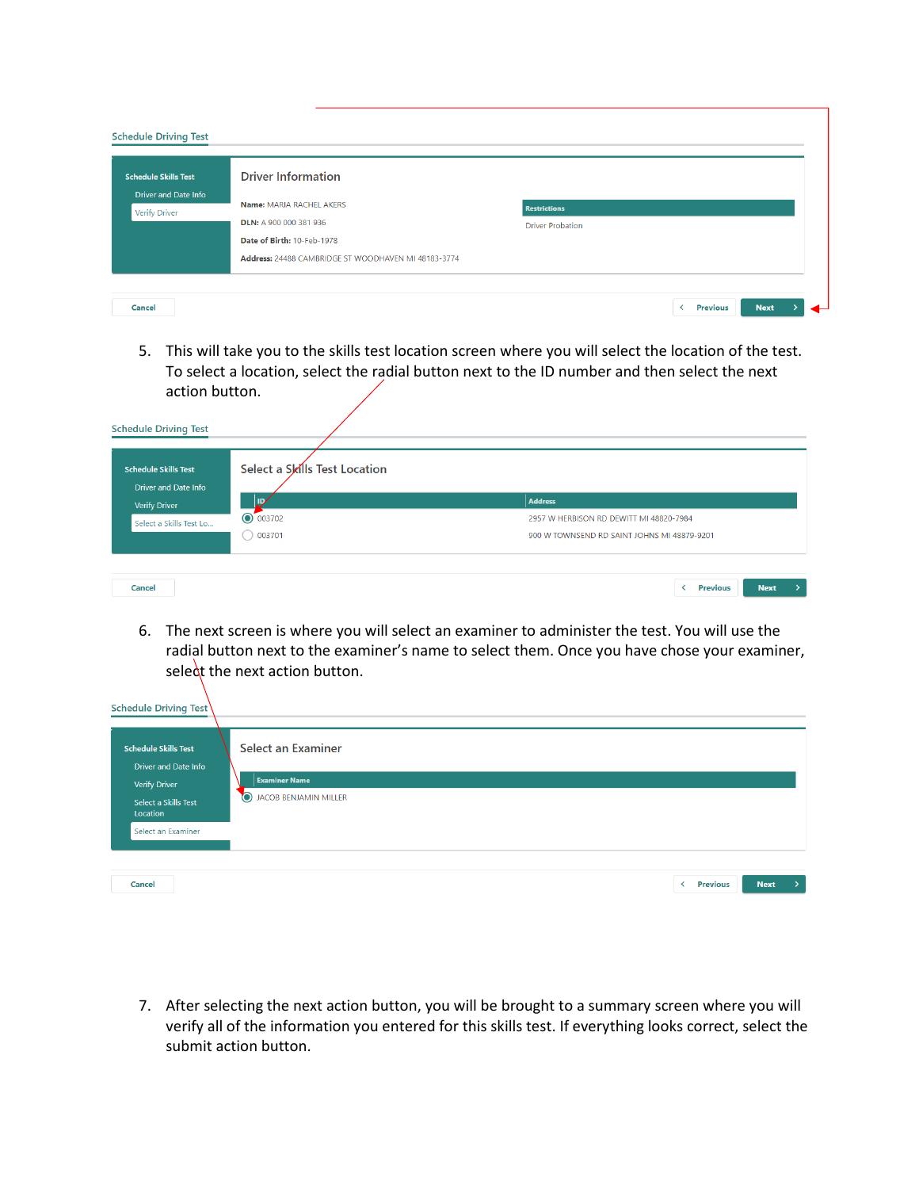**Schedule Driving Test**

| Schedule Skills Test | Driver Information | |
| --- | --- | --- |
| Driver and Date Info | **Name:** MARIA RACHEL AKERS | **Restrictions** |
| Verify Driver | **DLN:** A 900 000 381 936 | Driver Probation |
| | **Date of Birth:** 10-Feb-1978 | |
| | **Address:** 24488 CAMBRIDGE ST WOODHAVEN MI 48183-3774 | |

Cancel | Previous | Next

5. This will take you to the skills test location screen where you will select the location of the test. To select a location, select the radial button next to the ID number and then select the next action button.

**Schedule Driving Test**

Schedule Skills Test
- Driver and Date Info
- Verify Driver
- Select a Skills Test Lo...

**Select a Skills Test Location**

| ID | Address |
| --- | --- |
| 003702 | 2957 W HERBISON RD DEWITT MI 48820-7984 |
| 003701 | 900 W TOWNSEND RD SAINT JOHNS MI 48879-9201 |

Cancel | Previous | Next

6. The next screen is where you will select an examiner to administer the test. You will use the radial button next to the examiner's name to select them. Once you have chose your examiner, select the next action button.

**Schedule Driving Test**

Schedule Skills Test
- Driver and Date Info
- Verify Driver
- Select a Skills Test Location
- Select an Examiner

**Select an Examiner**

| Examiner Name |
| --- |
| JACOB BENJAMIN MILLER |

Cancel | Previous | Next

7. After selecting the next action button, you will be brought to a summary screen where you will verify all of the information you entered for this skills test. If everything looks correct, select the submit action button.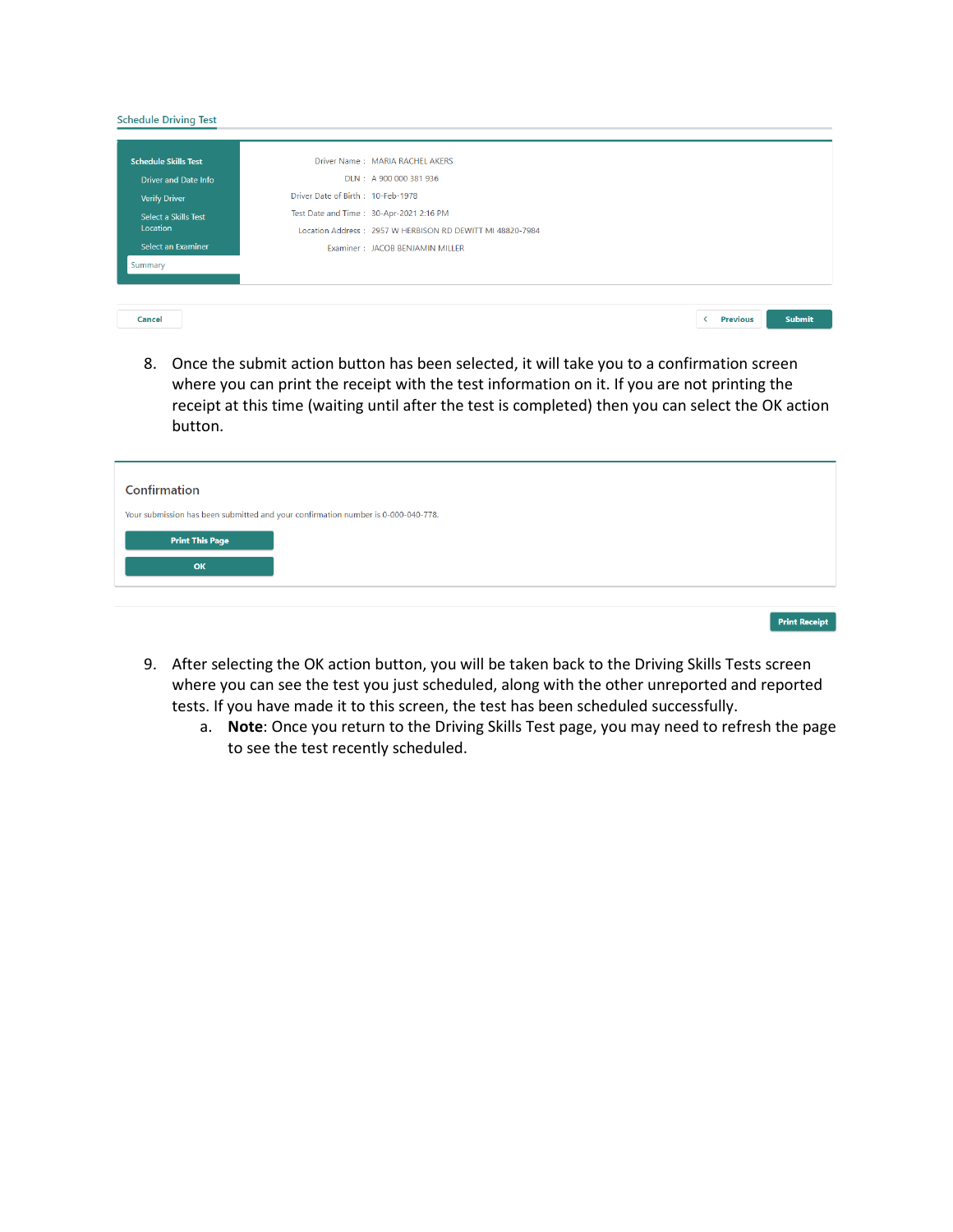Schedule Driving Test

Schedule Skills Test
- Driver and Date Info
- Verify Driver
- Select a Skills Test Location
- Select an Examiner
- Summary

| | |
|---|---|
| Driver Name : | MARIA RACHEL AKERS |
| DLN : | A 900 000 381 936 |
| Driver Date of Birth : | 10-Feb-1978 |
| Test Date and Time : | 30-Apr-2021 2:16 PM |
| Location Address : | 2957 W HERBISON RD DEWITT MI 48820-7984 |
| Examiner : | JACOB BENJAMIN MILLER |

Cancel &nbsp;&nbsp;&nbsp; < Previous &nbsp;&nbsp;&nbsp; Submit

8. Once the submit action button has been selected, it will take you to a confirmation screen where you can print the receipt with the test information on it. If you are not printing the receipt at this time (waiting until after the test is completed) then you can select the OK action button.

Confirmation

Your submission has been submitted and your confirmation number is 0-000-040-778.

Print This Page

OK

Print Receipt

9. After selecting the OK action button, you will be taken back to the Driving Skills Tests screen where you can see the test you just scheduled, along with the other unreported and reported tests. If you have made it to this screen, the test has been scheduled successfully.
    a. **Note**: Once you return to the Driving Skills Test page, you may need to refresh the page to see the test recently scheduled.